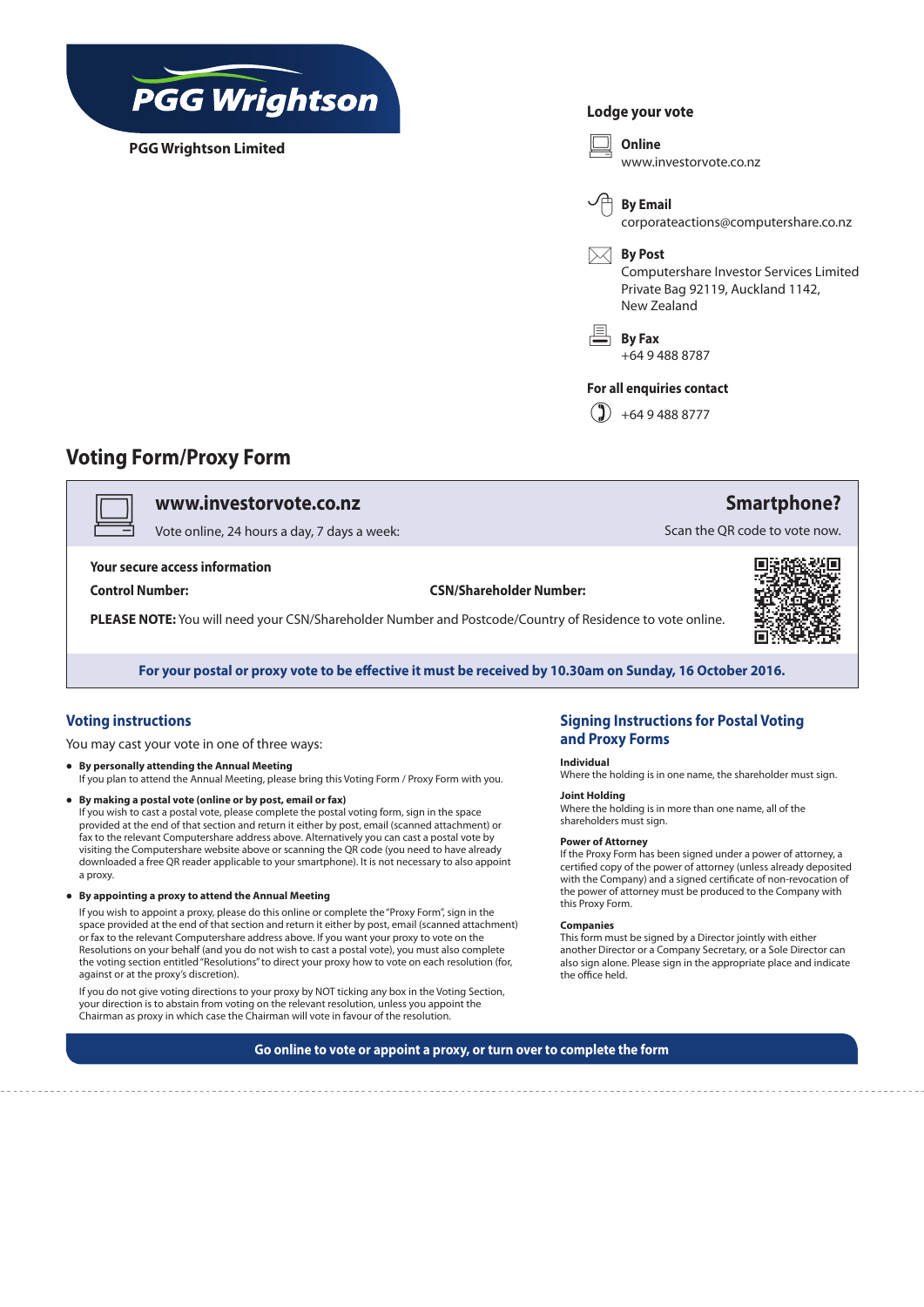**PGG Wrightson**

**PGG Wrightson Limited**

## Lodge your vote

**Online**
www.investorvote.co.nz

**By Email**
corporateactions@computershare.co.nz

**By Post**
Computershare Investor Services Limited
Private Bag 92119, Auckland 1142,
New Zealand

**By Fax**
+64 9 488 8787

**For all enquiries contact**
+64 9 488 8777

# Voting Form/Proxy Form

**www.investorvote.co.nz**
Vote online, 24 hours a day, 7 days a week:

**Smartphone?**
Scan the QR code to vote now.

**Your secure access information**

**Control Number:** **CSN/Shareholder Number:**

**PLEASE NOTE:** You will need your CSN/Shareholder Number and Postcode/Country of Residence to vote online.

**For your postal or proxy vote to be effective it must be received by 10.30am on Sunday, 16 October 2016.**

## Voting instructions

You may cast your vote in one of three ways:

- **By personally attending the Annual Meeting**
  If you plan to attend the Annual Meeting, please bring this Voting Form / Proxy Form with you.
- **By making a postal vote (online or by post, email or fax)**
  If you wish to cast a postal vote, please complete the postal voting form, sign in the space provided at the end of that section and return it either by post, email (scanned attachment) or fax to the relevant Computershare address above. Alternatively you can cast a postal vote by visiting the Computershare website above or scanning the QR code (you need to have already downloaded a free QR reader applicable to your smartphone). It is not necessary to also appoint a proxy.
- **By appointing a proxy to attend the Annual Meeting**
  If you wish to appoint a proxy, please do this online or complete the "Proxy Form", sign in the space provided at the end of that section and return it either by post, email (scanned attachment) or fax to the relevant Computershare address above. If you want your proxy to vote on the Resolutions on your behalf (and you do not wish to cast a postal vote), you must also complete the voting section entitled "Resolutions" to direct your proxy how to vote on each resolution (for, against or at the proxy's discretion).

  If you do not give voting directions to your proxy by NOT ticking any box in the Voting Section, your direction is to abstain from voting on the relevant resolution, unless you appoint the Chairman as proxy in which case the Chairman will vote in favour of the resolution.

## Signing Instructions for Postal Voting and Proxy Forms

**Individual**
Where the holding is in one name, the shareholder must sign.

**Joint Holding**
Where the holding is in more than one name, all of the shareholders must sign.

**Power of Attorney**
If the Proxy Form has been signed under a power of attorney, a certified copy of the power of attorney (unless already deposited with the Company) and a signed certificate of non-revocation of the power of attorney must be produced to the Company with this Proxy Form.

**Companies**
This form must be signed by a Director jointly with either another Director or a Company Secretary, or a Sole Director can also sign alone. Please sign in the appropriate place and indicate the office held.

**Go online to vote or appoint a proxy, or turn over to complete the form**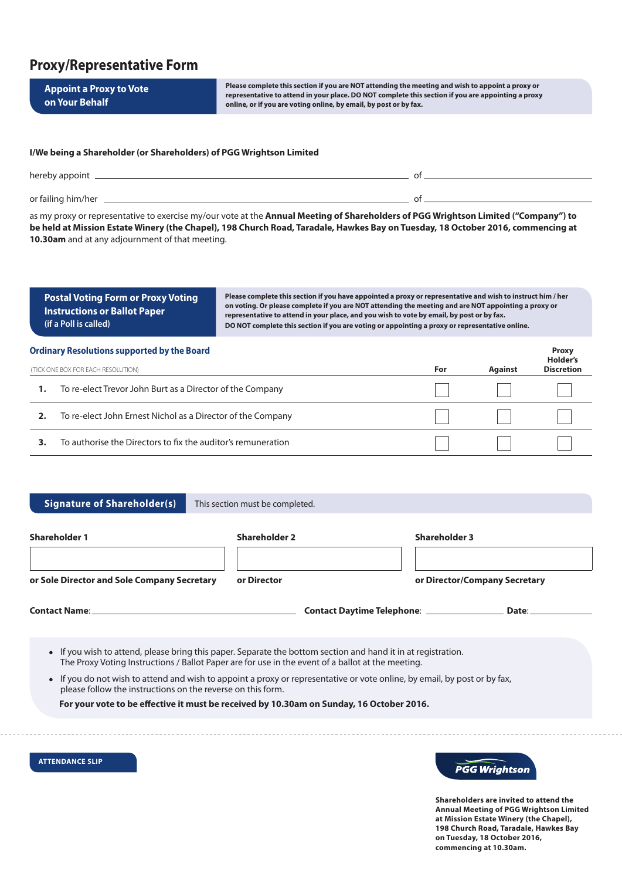# Proxy/Representative Form

## Appoint a Proxy to Vote on Your Behalf

**Please complete this section if you are NOT attending the meeting and wish to appoint a proxy or representative to attend in your place. DO NOT complete this section if you are appointing a proxy online, or if you are voting online, by email, by post or by fax.**

**I/We being a Shareholder (or Shareholders) of PGG Wrightson Limited**

hereby appoint ______________________________ of ______________________________

or failing him/her ______________________________ of ______________________________

as my proxy or representative to exercise my/our vote at the **Annual Meeting of Shareholders of PGG Wrightson Limited ("Company") to be held at Mission Estate Winery (the Chapel), 198 Church Road, Taradale, Hawkes Bay on Tuesday, 18 October 2016, commencing at 10.30am** and at any adjournment of that meeting.

## Postal Voting Form or Proxy Voting Instructions or Ballot Paper (if a Poll is called)

**Please complete this section if you have appointed a proxy or representative and wish to instruct him / her on voting. Or please complete if you are NOT attending the meeting and are NOT appointing a proxy or representative to attend in your place, and you wish to vote by email, by post or by fax.**
**DO NOT complete this section if you are voting or appointing a proxy or representative online.**

### Ordinary Resolutions supported by the Board

(TICK ONE BOX FOR EACH RESOLUTION)

| | | For | Against | Proxy Holder's Discretion |
|---|---|---|---|---|
| **1.** | To re-elect Trevor John Burt as a Director of the Company | ☐ | ☐ | ☐ |
| **2.** | To re-elect John Ernest Nichol as a Director of the Company | ☐ | ☐ | ☐ |
| **3.** | To authorise the Directors to fix the auditor's remuneration | ☐ | ☐ | ☐ |

## Signature of Shareholder(s)

This section must be completed.

| Shareholder 1 | Shareholder 2 | Shareholder 3 |
|---|---|---|
| | | |
| **or Sole Director and Sole Company Secretary** | **or Director** | **or Director/Company Secretary** |

**Contact Name:** ______________________ **Contact Daytime Telephone:** ______________ **Date:** ______________

- If you wish to attend, please bring this paper. Separate the bottom section and hand it in at registration. The Proxy Voting Instructions / Ballot Paper are for use in the event of a ballot at the meeting.
- If you do not wish to attend and wish to appoint a proxy or representative or vote online, by email, by post or by fax, please follow the instructions on the reverse on this form.

**For your vote to be effective it must be received by 10.30am on Sunday, 16 October 2016.**

---

**ATTENDANCE SLIP**

PGG Wrightson

**Shareholders are invited to attend the Annual Meeting of PGG Wrightson Limited at Mission Estate Winery (the Chapel), 198 Church Road, Taradale, Hawkes Bay on Tuesday, 18 October 2016, commencing at 10.30am.**